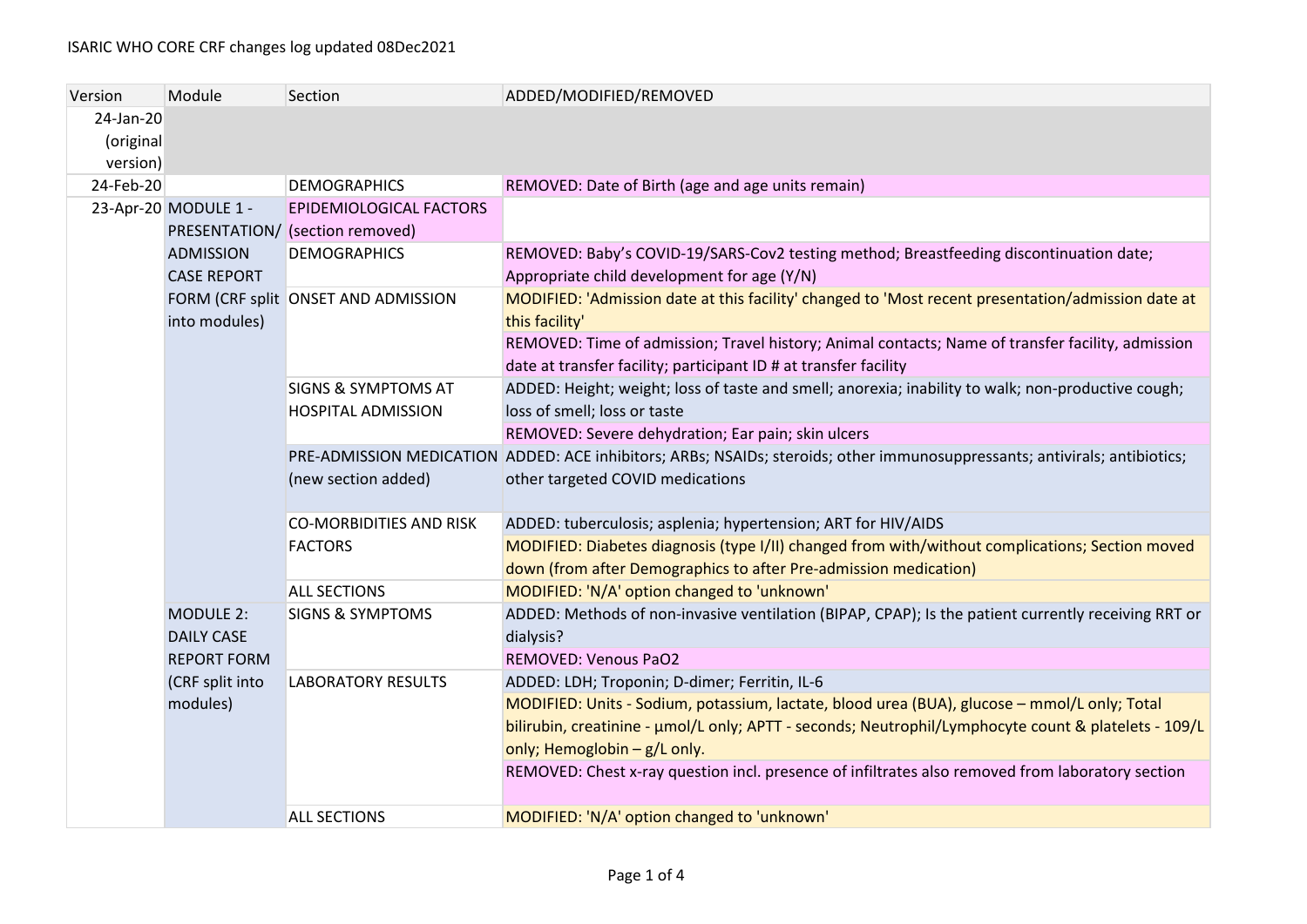ISARIC WHO CORE CRF changes log updated 08Dec2021

| Version | Module | Section | ADDED/MODIFIED/REMOVED |
|---|---|---|---|
| 24-Jan-20 (original version) | | | |
| 24-Feb-20 | | DEMOGRAPHICS | REMOVED: Date of Birth (age and age units remain) |
| 23-Apr-20 | MODULE 1 - PRESENTATION/ ADMISSION CASE REPORT FORM (CRF split into modules) | EPIDEMIOLOGICAL FACTORS (section removed) | |
| | | DEMOGRAPHICS | REMOVED: Baby's COVID-19/SARS-Cov2 testing method; Breastfeeding discontinuation date; Appropriate child development for age (Y/N) |
| | | ONSET AND ADMISSION | MODIFIED: 'Admission date at this facility' changed to 'Most recent presentation/admission date at this facility' |
| | | | REMOVED: Time of admission; Travel history; Animal contacts; Name of transfer facility, admission date at transfer facility; participant ID # at transfer facility |
| | | SIGNS & SYMPTOMS AT HOSPITAL ADMISSION | ADDED: Height; weight; loss of taste and smell; anorexia; inability to walk; non-productive cough; loss of smell; loss or taste |
| | | | REMOVED: Severe dehydration; Ear pain; skin ulcers |
| | | PRE-ADMISSION MEDICATION (new section added) | ADDED: ACE inhibitors; ARBs; NSAIDs; steroids; other immunosuppressants; antivirals; antibiotics; other targeted COVID medications |
| | | CO-MORBIDITIES AND RISK FACTORS | ADDED: tuberculosis; asplenia; hypertension; ART for HIV/AIDS |
| | | | MODIFIED: Diabetes diagnosis (type I/II) changed from with/without complications; Section moved down (from after Demographics to after Pre-admission medication) |
| | | ALL SECTIONS | MODIFIED: 'N/A' option changed to 'unknown' |
| | MODULE 2: DAILY CASE REPORT FORM (CRF split into modules) | SIGNS & SYMPTOMS | ADDED: Methods of non-invasive ventilation (BIPAP, CPAP); Is the patient currently receiving RRT or dialysis? |
| | | | REMOVED: Venous PaO2 |
| | | LABORATORY RESULTS | ADDED: LDH; Troponin; D-dimer; Ferritin, IL-6 |
| | | | MODIFIED: Units - Sodium, potassium, lactate, blood urea (BUA), glucose – mmol/L only; Total bilirubin, creatinine - µmol/L only; APTT - seconds; Neutrophil/Lymphocyte count & platelets - 109/L only; Hemoglobin – g/L only. |
| | | | REMOVED: Chest x-ray question incl. presence of infiltrates also removed from laboratory section |
| | | ALL SECTIONS | MODIFIED: 'N/A' option changed to 'unknown' |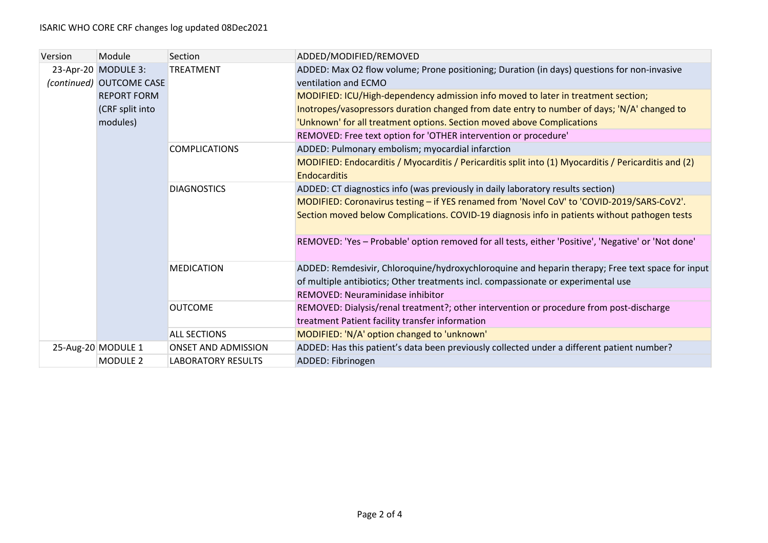ISARIC WHO CORE CRF changes log updated 08Dec2021

| Version | Module | Section | ADDED/MODIFIED/REMOVED |
| --- | --- | --- | --- |
| 23-Apr-20 *(continued)* | MODULE 3: OUTCOME CASE REPORT FORM (CRF split into modules) | TREATMENT | ADDED: Max O2 flow volume; Prone positioning; Duration (in days) questions for non-invasive ventilation and ECMO |
| | | | MODIFIED: ICU/High-dependency admission info moved to later in treatment section; Inotropes/vasopressors duration changed from date entry to number of days; 'N/A' changed to 'Unknown' for all treatment options. Section moved above Complications |
| | | | REMOVED: Free text option for 'OTHER intervention or procedure' |
| | | COMPLICATIONS | ADDED: Pulmonary embolism; myocardial infarction |
| | | | MODIFIED: Endocarditis / Myocarditis / Pericarditis split into (1) Myocarditis / Pericarditis and (2) Endocarditis |
| | | DIAGNOSTICS | ADDED: CT diagnostics info (was previously in daily laboratory results section) |
| | | | MODIFIED: Coronavirus testing – if YES renamed from 'Novel CoV' to 'COVID-2019/SARS-CoV2'. Section moved below Complications. COVID-19 diagnosis info in patients without pathogen tests |
| | | | REMOVED: 'Yes – Probable' option removed for all tests, either 'Positive', 'Negative' or 'Not done' |
| | | MEDICATION | ADDED: Remdesivir, Chloroquine/hydroxychloroquine and heparin therapy; Free text space for input of multiple antibiotics; Other treatments incl. compassionate or experimental use |
| | | | REMOVED: Neuraminidase inhibitor |
| | | OUTCOME | REMOVED: Dialysis/renal treatment?; other intervention or procedure from post-discharge treatment Patient facility transfer information |
| | | ALL SECTIONS | MODIFIED: 'N/A' option changed to 'unknown' |
| 25-Aug-20 | MODULE 1 | ONSET AND ADMISSION | ADDED: Has this patient's data been previously collected under a different patient number? |
| | MODULE 2 | LABORATORY RESULTS | ADDED: Fibrinogen |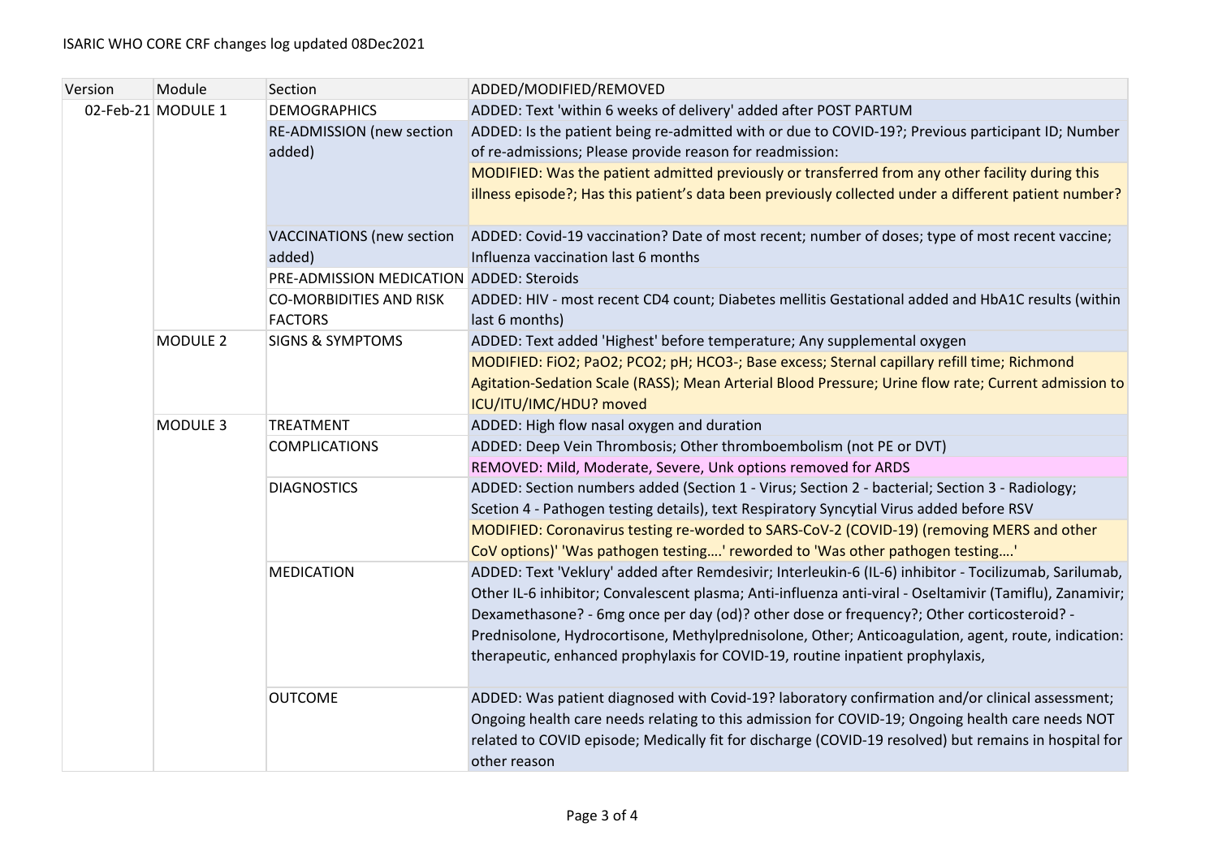ISARIC WHO CORE CRF changes log updated 08Dec2021

| Version | Module | Section | ADDED/MODIFIED/REMOVED |
| --- | --- | --- | --- |
| 02-Feb-21 | MODULE 1 | DEMOGRAPHICS | ADDED: Text 'within 6 weeks of delivery' added after POST PARTUM |
| | | RE-ADMISSION (new section added) | ADDED: Is the patient being re-admitted with or due to COVID-19?; Previous participant ID; Number of re-admissions; Please provide reason for readmission: |
| | | | MODIFIED: Was the patient admitted previously or transferred from any other facility during this illness episode?; Has this patient's data been previously collected under a different patient number? |
| | | VACCINATIONS (new section added) | ADDED: Covid-19 vaccination? Date of most recent; number of doses; type of most recent vaccine; Influenza vaccination last 6 months |
| | | PRE-ADMISSION MEDICATION | ADDED: Steroids |
| | | CO-MORBIDITIES AND RISK FACTORS | ADDED: HIV - most recent CD4 count; Diabetes mellitis Gestational added and HbA1C results (within last 6 months) |
| | MODULE 2 | SIGNS & SYMPTOMS | ADDED: Text added 'Highest' before temperature; Any supplemental oxygen |
| | | | MODIFIED: FiO2; PaO2; PCO2; pH; HCO3-; Base excess; Sternal capillary refill time; Richmond Agitation-Sedation Scale (RASS); Mean Arterial Blood Pressure; Urine flow rate; Current admission to ICU/ITU/IMC/HDU? moved |
| | MODULE 3 | TREATMENT | ADDED: High flow nasal oxygen and duration |
| | | COMPLICATIONS | ADDED: Deep Vein Thrombosis; Other thromboembolism (not PE or DVT) |
| | | | REMOVED: Mild, Moderate, Severe, Unk options removed for ARDS |
| | | DIAGNOSTICS | ADDED: Section numbers added (Section 1 - Virus; Section 2 - bacterial; Section 3 - Radiology; Scetion 4 - Pathogen testing details), text Respiratory Syncytial Virus added before RSV |
| | | | MODIFIED: Coronavirus testing re-worded to SARS-CoV-2 (COVID-19) (removing MERS and other CoV options)' 'Was pathogen testing….' reworded to 'Was other pathogen testing….' |
| | | MEDICATION | ADDED: Text 'Veklury' added after Remdesivir; Interleukin-6 (IL-6) inhibitor - Tocilizumab, Sarilumab, Other IL-6 inhibitor; Convalescent plasma; Anti-influenza anti-viral - Oseltamivir (Tamiflu), Zanamivir; Dexamethasone? - 6mg once per day (od)? other dose or frequency?; Other corticosteroid? - Prednisolone, Hydrocortisone, Methylprednisolone, Other; Anticoagulation, agent, route, indication: therapeutic, enhanced prophylaxis for COVID-19, routine inpatient prophylaxis, |
| | | OUTCOME | ADDED: Was patient diagnosed with Covid-19? laboratory confirmation and/or clinical assessment; Ongoing health care needs relating to this admission for COVID-19; Ongoing health care needs NOT related to COVID episode; Medically fit for discharge (COVID-19 resolved) but remains in hospital for other reason |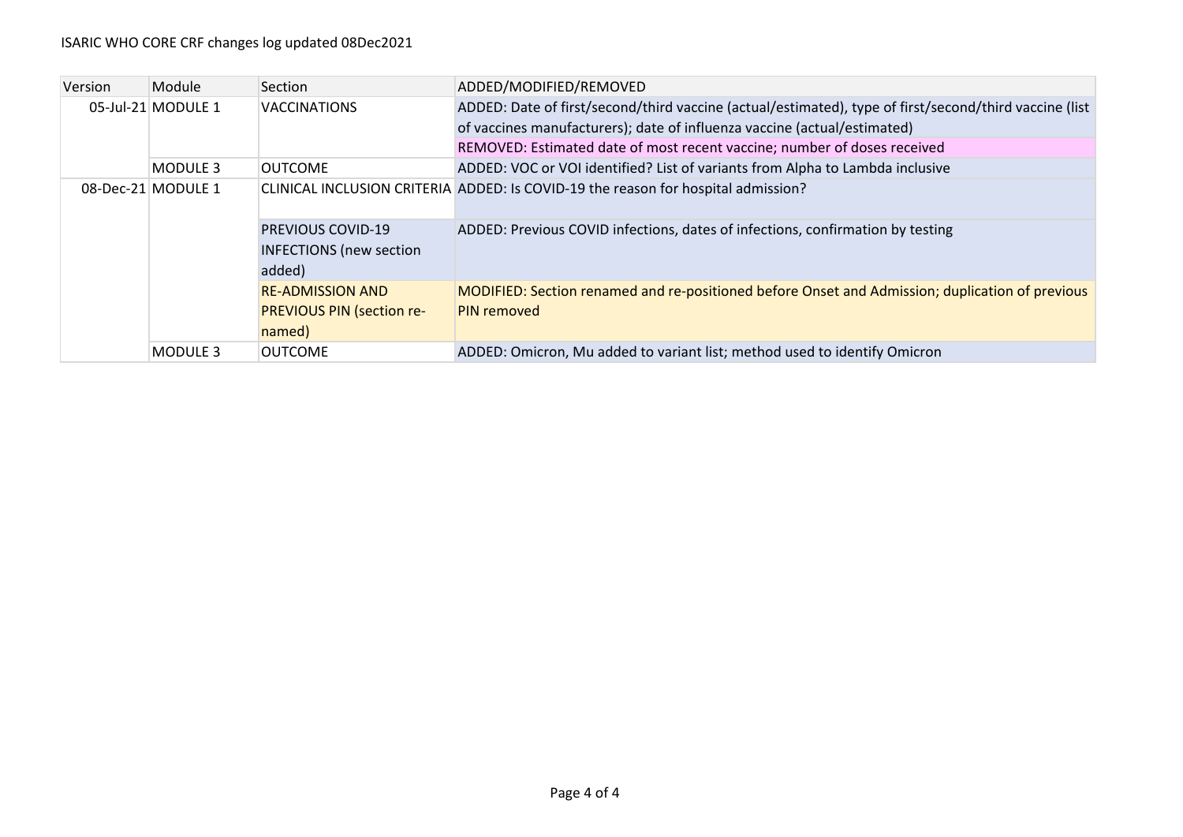ISARIC WHO CORE CRF changes log updated 08Dec2021

| Version | Module | Section | ADDED/MODIFIED/REMOVED |
| --- | --- | --- | --- |
| 05-Jul-21 | MODULE 1 | VACCINATIONS | ADDED: Date of first/second/third vaccine (actual/estimated), type of first/second/third vaccine (list of vaccines manufacturers); date of influenza vaccine (actual/estimated) |
| | | | REMOVED: Estimated date of most recent vaccine; number of doses received |
| | MODULE 3 | OUTCOME | ADDED: VOC or VOI identified? List of variants from Alpha to Lambda inclusive |
| 08-Dec-21 | MODULE 1 | CLINICAL INCLUSION CRITERIA | ADDED: Is COVID-19 the reason for hospital admission? |
| | | PREVIOUS COVID-19 INFECTIONS (new section added) | ADDED: Previous COVID infections, dates of infections, confirmation by testing |
| | | RE-ADMISSION AND PREVIOUS PIN (section re-named) | MODIFIED: Section renamed and re-positioned before Onset and Admission; duplication of previous PIN removed |
| | MODULE 3 | OUTCOME | ADDED: Omicron, Mu added to variant list; method used to identify Omicron |